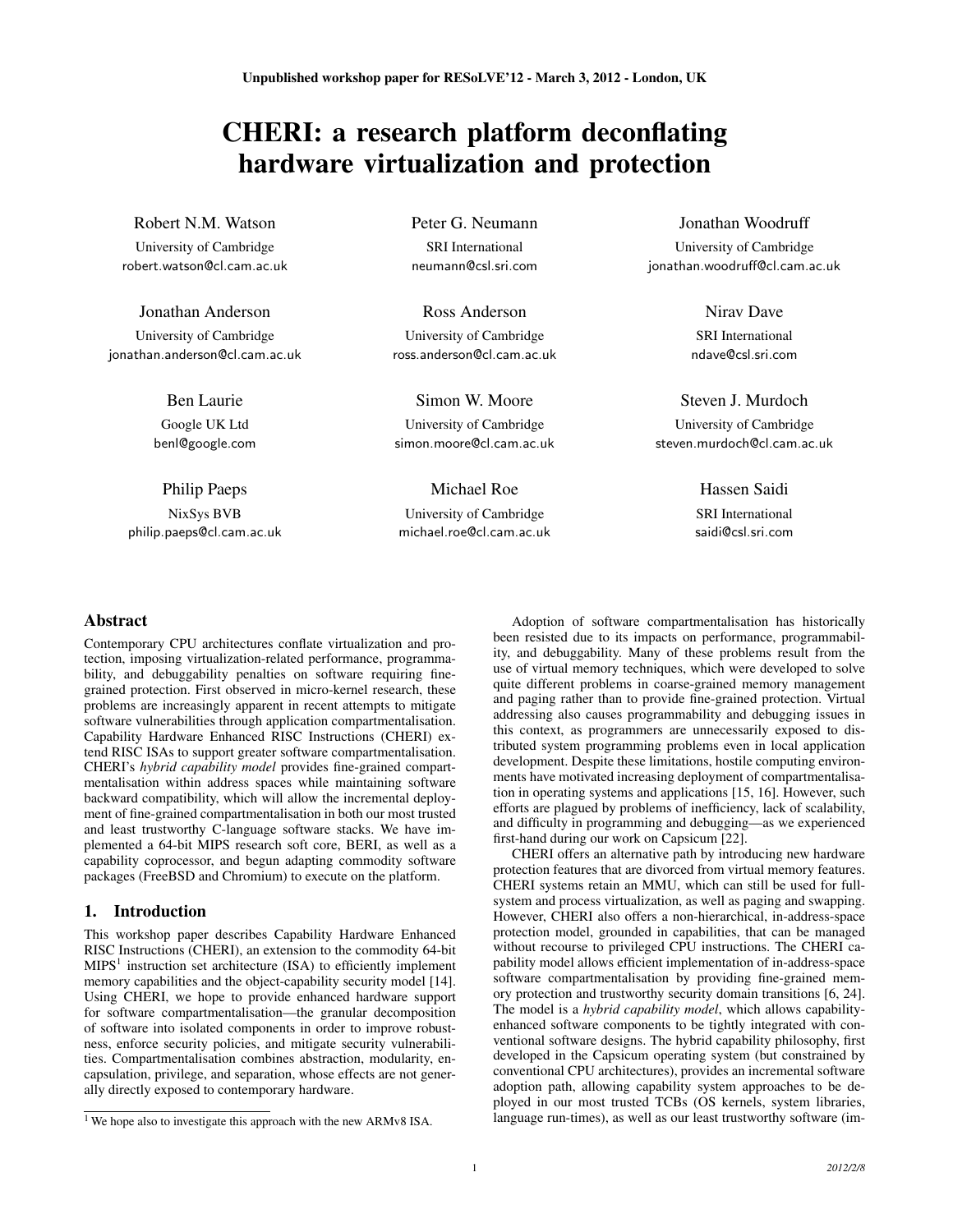Unpublished workshop paper for RESoLVE'12 - March 3, 2012 - London, UK

# CHERI: a research platform deconflating hardware virtualization and protection

Robert N.M. Watson
University of Cambridge
robert.watson@cl.cam.ac.uk

Peter G. Neumann
SRI International
neumann@csl.sri.com

Jonathan Woodruff
University of Cambridge
jonathan.woodruff@cl.cam.ac.uk

Jonathan Anderson
University of Cambridge
jonathan.anderson@cl.cam.ac.uk

Ross Anderson
University of Cambridge
ross.anderson@cl.cam.ac.uk

Nirav Dave
SRI International
ndave@csl.sri.com

Ben Laurie
Google UK Ltd
benl@google.com

Simon W. Moore
University of Cambridge
simon.moore@cl.cam.ac.uk

Steven J. Murdoch
University of Cambridge
steven.murdoch@cl.cam.ac.uk

Philip Paeps
NixSys BVB
philip.paeps@cl.cam.ac.uk

Michael Roe
University of Cambridge
michael.roe@cl.cam.ac.uk

Hassen Saidi
SRI International
saidi@csl.sri.com

## Abstract

Contemporary CPU architectures conflate virtualization and protection, imposing virtualization-related performance, programmability, and debuggability penalties on software requiring fine-grained protection. First observed in micro-kernel research, these problems are increasingly apparent in recent attempts to mitigate software vulnerabilities through application compartmentalisation. Capability Hardware Enhanced RISC Instructions (CHERI) extend RISC ISAs to support greater software compartmentalisation. CHERI's *hybrid capability model* provides fine-grained compartmentalisation within address spaces while maintaining software backward compatibility, which will allow the incremental deployment of fine-grained compartmentalisation in both our most trusted and least trustworthy C-language software stacks. We have implemented a 64-bit MIPS research soft core, BERI, as well as a capability coprocessor, and begun adapting commodity software packages (FreeBSD and Chromium) to execute on the platform.

## 1. Introduction

This workshop paper describes Capability Hardware Enhanced RISC Instructions (CHERI), an extension to the commodity 64-bit MIPS[1] instruction set architecture (ISA) to efficiently implement memory capabilities and the object-capability security model [14]. Using CHERI, we hope to provide enhanced hardware support for software compartmentalisation—the granular decomposition of software into isolated components in order to improve robustness, enforce security policies, and mitigate security vulnerabilities. Compartmentalisation combines abstraction, modularity, encapsulation, privilege, and separation, whose effects are not generally directly exposed to contemporary hardware.

Adoption of software compartmentalisation has historically been resisted due to its impacts on performance, programmability, and debuggability. Many of these problems result from the use of virtual memory techniques, which were developed to solve quite different problems in coarse-grained memory management and paging rather than to provide fine-grained protection. Virtual addressing also causes programmability and debugging issues in this context, as programmers are unnecessarily exposed to distributed system programming problems even in local application development. Despite these limitations, hostile computing environments have motivated increasing deployment of compartmentalisation in operating systems and applications [15, 16]. However, such efforts are plagued by problems of inefficiency, lack of scalability, and difficulty in programming and debugging—as we experienced first-hand during our work on Capsicum [22].

CHERI offers an alternative path by introducing new hardware protection features that are divorced from virtual memory features. CHERI systems retain an MMU, which can still be used for full-system and process virtualization, as well as paging and swapping. However, CHERI also offers a non-hierarchical, in-address-space protection model, grounded in capabilities, that can be managed without recourse to privileged CPU instructions. The CHERI capability model allows efficient implementation of in-address-space software compartmentalisation by providing fine-grained memory protection and trustworthy security domain transitions [6, 24]. The model is a *hybrid capability model*, which allows capability-enhanced software components to be tightly integrated with conventional software designs. The hybrid capability philosophy, first developed in the Capsicum operating system (but constrained by conventional CPU architectures), provides an incremental software adoption path, allowing capability system approaches to be deployed in our most trusted TCBs (OS kernels, system libraries, language run-times), as well as our least trustworthy software (im-

[1] We hope also to investigate this approach with the new ARMv8 ISA.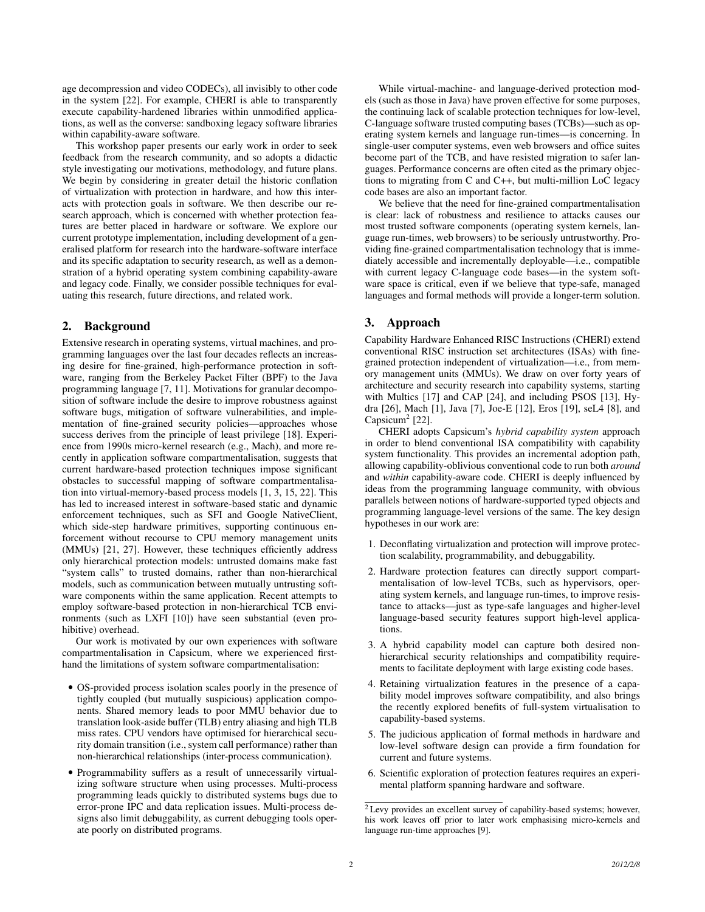age decompression and video CODECs), all invisibly to other code in the system [22]. For example, CHERI is able to transparently execute capability-hardened libraries within unmodified applications, as well as the converse: sandboxing legacy software libraries within capability-aware software.

This workshop paper presents our early work in order to seek feedback from the research community, and so adopts a didactic style investigating our motivations, methodology, and future plans. We begin by considering in greater detail the historic conflation of virtualization with protection in hardware, and how this interacts with protection goals in software. We then describe our research approach, which is concerned with whether protection features are better placed in hardware or software. We explore our current prototype implementation, including development of a generalised platform for research into the hardware-software interface and its specific adaptation to security research, as well as a demonstration of a hybrid operating system combining capability-aware and legacy code. Finally, we consider possible techniques for evaluating this research, future directions, and related work.

## 2. Background

Extensive research in operating systems, virtual machines, and programming languages over the last four decades reflects an increasing desire for fine-grained, high-performance protection in software, ranging from the Berkeley Packet Filter (BPF) to the Java programming language [7, 11]. Motivations for granular decomposition of software include the desire to improve robustness against software bugs, mitigation of software vulnerabilities, and implementation of fine-grained security policies—approaches whose success derives from the principle of least privilege [18]. Experience from 1990s micro-kernel research (e.g., Mach), and more recently in application software compartmentalisation, suggests that current hardware-based protection techniques impose significant obstacles to successful mapping of software compartmentalisation into virtual-memory-based process models [1, 3, 15, 22]. This has led to increased interest in software-based static and dynamic enforcement techniques, such as SFI and Google NativeClient, which side-step hardware primitives, supporting continuous enforcement without recourse to CPU memory management units (MMUs) [21, 27]. However, these techniques efficiently address only hierarchical protection models: untrusted domains make fast "system calls" to trusted domains, rather than non-hierarchical models, such as communication between mutually untrusting software components within the same application. Recent attempts to employ software-based protection in non-hierarchical TCB environments (such as LXFI [10]) have seen substantial (even prohibitive) overhead.

Our work is motivated by our own experiences with software compartmentalisation in Capsicum, where we experienced first-hand the limitations of system software compartmentalisation:

- OS-provided process isolation scales poorly in the presence of tightly coupled (but mutually suspicious) application components. Shared memory leads to poor MMU behavior due to translation look-aside buffer (TLB) entry aliasing and high TLB miss rates. CPU vendors have optimised for hierarchical security domain transition (i.e., system call performance) rather than non-hierarchical relationships (inter-process communication).
- Programmability suffers as a result of unnecessarily virtualizing software structure when using processes. Multi-process programming leads quickly to distributed systems bugs due to error-prone IPC and data replication issues. Multi-process designs also limit debuggability, as current debugging tools operate poorly on distributed programs.

While virtual-machine- and language-derived protection models (such as those in Java) have proven effective for some purposes, the continuing lack of scalable protection techniques for low-level, C-language software trusted computing bases (TCBs)—such as operating system kernels and language run-times—is concerning. In single-user computer systems, even web browsers and office suites become part of the TCB, and have resisted migration to safer languages. Performance concerns are often cited as the primary objections to migrating from C and C++, but multi-million LoC legacy code bases are also an important factor.

We believe that the need for fine-grained compartmentalisation is clear: lack of robustness and resilience to attacks causes our most trusted software components (operating system kernels, language run-times, web browsers) to be seriously untrustworthy. Providing fine-grained compartmentalisation technology that is immediately accessible and incrementally deployable—i.e., compatible with current legacy C-language code bases—in the system software space is critical, even if we believe that type-safe, managed languages and formal methods will provide a longer-term solution.

## 3. Approach

Capability Hardware Enhanced RISC Instructions (CHERI) extend conventional RISC instruction set architectures (ISAs) with fine-grained protection independent of virtualization—i.e., from memory management units (MMUs). We draw on over forty years of architecture and security research into capability systems, starting with Multics [17] and CAP [24], and including PSOS [13], Hydra [26], Mach [1], Java [7], Joe-E [12], Eros [19], seL4 [8], and Capsicum[2] [22].

CHERI adopts Capsicum's *hybrid capability system* approach in order to blend conventional ISA compatibility with capability system functionality. This provides an incremental adoption path, allowing capability-oblivious conventional code to run both *around* and *within* capability-aware code. CHERI is deeply influenced by ideas from the programming language community, with obvious parallels between notions of hardware-supported typed objects and programming language-level versions of the same. The key design hypotheses in our work are:

1. Deconflating virtualization and protection will improve protection scalability, programmability, and debuggability.
2. Hardware protection features can directly support compartmentalisation of low-level TCBs, such as hypervisors, operating system kernels, and language run-times, to improve resistance to attacks—just as type-safe languages and higher-level language-based security features support high-level applications.
3. A hybrid capability model can capture both desired non-hierarchical security relationships and compatibility requirements to facilitate deployment with large existing code bases.
4. Retaining virtualization features in the presence of a capability model improves software compatibility, and also brings the recently explored benefits of full-system virtualisation to capability-based systems.
5. The judicious application of formal methods in hardware and low-level software design can provide a firm foundation for current and future systems.
6. Scientific exploration of protection features requires an experimental platform spanning hardware and software.

[2] Levy provides an excellent survey of capability-based systems; however, his work leaves off prior to later work emphasising micro-kernels and language run-time approaches [9].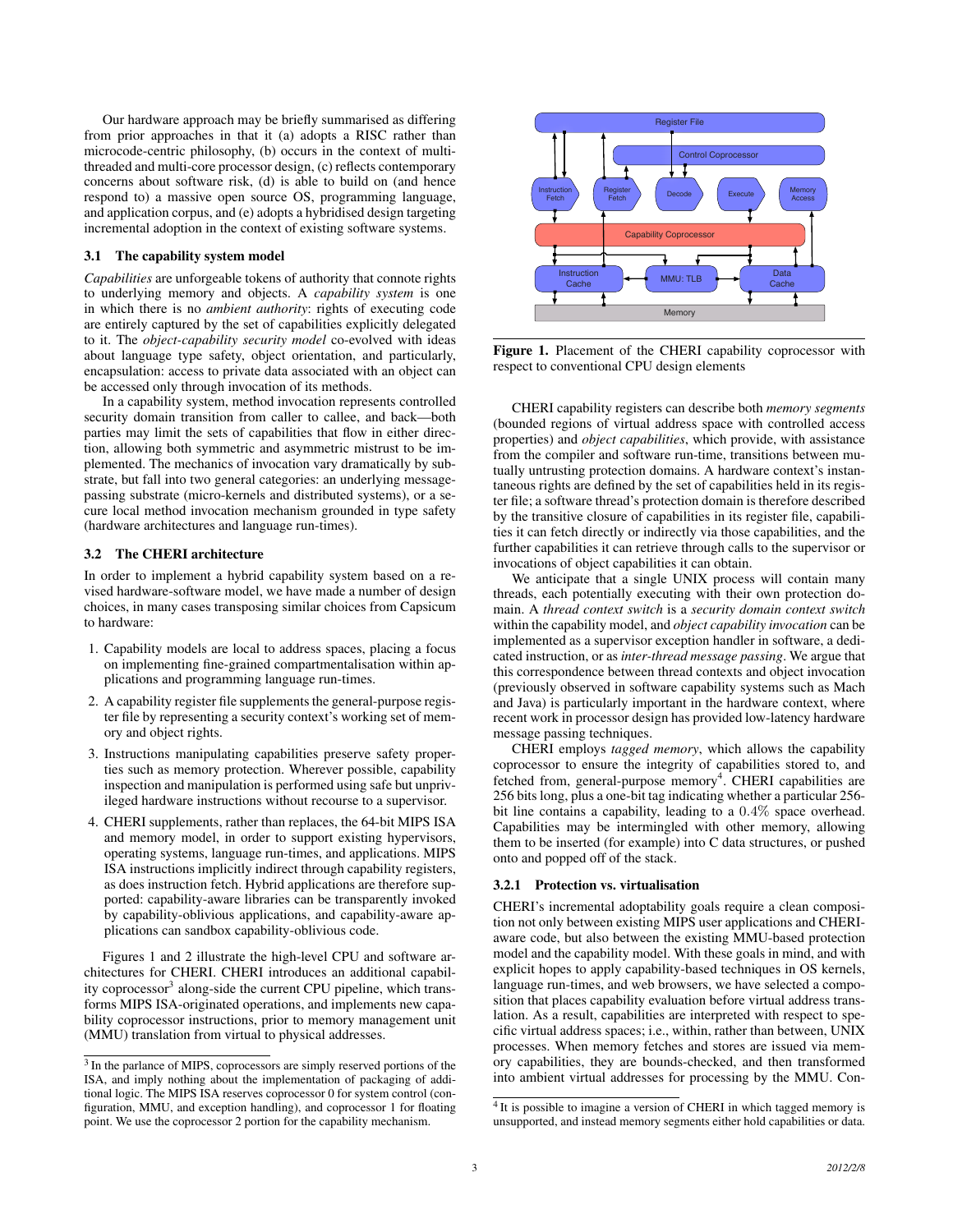Our hardware approach may be briefly summarised as differing from prior approaches in that it (a) adopts a RISC rather than microcode-centric philosophy, (b) occurs in the context of multi-threaded and multi-core processor design, (c) reflects contemporary concerns about software risk, (d) is able to build on (and hence respond to) a massive open source OS, programming language, and application corpus, and (e) adopts a hybridised design targeting incremental adoption in the context of existing software systems.

### 3.1 The capability system model

*Capabilities* are unforgeable tokens of authority that connote rights to underlying memory and objects. A *capability system* is one in which there is no *ambient authority*: rights of executing code are entirely captured by the set of capabilities explicitly delegated to it. The *object-capability security model* co-evolved with ideas about language type safety, object orientation, and particularly, encapsulation: access to private data associated with an object can be accessed only through invocation of its methods.

In a capability system, method invocation represents controlled security domain transition from caller to callee, and back—both parties may limit the sets of capabilities that flow in either direction, allowing both symmetric and asymmetric mistrust to be implemented. The mechanics of invocation vary dramatically by substrate, but fall into two general categories: an underlying message-passing substrate (micro-kernels and distributed systems), or a secure local method invocation mechanism grounded in type safety (hardware architectures and language run-times).

### 3.2 The CHERI architecture

In order to implement a hybrid capability system based on a revised hardware-software model, we have made a number of design choices, in many cases transposing similar choices from Capsicum to hardware:

1. Capability models are local to address spaces, placing a focus on implementing fine-grained compartmentalisation within applications and programming language run-times.
2. A capability register file supplements the general-purpose register file by representing a security context's working set of memory and object rights.
3. Instructions manipulating capabilities preserve safety properties such as memory protection. Wherever possible, capability inspection and manipulation is performed using safe but unprivileged hardware instructions without recourse to a supervisor.
4. CHERI supplements, rather than replaces, the 64-bit MIPS ISA and memory model, in order to support existing hypervisors, operating systems, language run-times, and applications. MIPS ISA instructions implicitly indirect through capability registers, as does instruction fetch. Hybrid applications are therefore supported: capability-aware libraries can be transparently invoked by capability-oblivious applications, and capability-aware applications can sandbox capability-oblivious code.

Figures 1 and 2 illustrate the high-level CPU and software architectures for CHERI. CHERI introduces an additional capability coprocessor[3] along-side the current CPU pipeline, which transforms MIPS ISA-originated operations, and implements new capability coprocessor instructions, prior to memory management unit (MMU) translation from virtual to physical addresses.

[3] In the parlance of MIPS, coprocessors are simply reserved portions of the ISA, and imply nothing about the implementation of packaging of additional logic. The MIPS ISA reserves coprocessor 0 for system control (configuration, MMU, and exception handling), and coprocessor 1 for floating point. We use the coprocessor 2 portion for the capability mechanism.

**Figure 1.** Placement of the CHERI capability coprocessor with respect to conventional CPU design elements

CHERI capability registers can describe both *memory segments* (bounded regions of virtual address space with controlled access properties) and *object capabilities*, which provide, with assistance from the compiler and software run-time, transitions between mutually untrusting protection domains. A hardware context's instantaneous rights are defined by the set of capabilities held in its register file; a software thread's protection domain is therefore described by the transitive closure of capabilities in its register file, capabilities it can fetch directly or indirectly via those capabilities, and the further capabilities it can retrieve through calls to the supervisor or invocations of object capabilities it can obtain.

We anticipate that a single UNIX process will contain many threads, each potentially executing with their own protection domain. A *thread context switch* is a *security domain context switch* within the capability model, and *object capability invocation* can be implemented as a supervisor exception handler in software, a dedicated instruction, or as *inter-thread message passing*. We argue that this correspondence between thread contexts and object invocation (previously observed in software capability systems such as Mach and Java) is particularly important in the hardware context, where recent work in processor design has provided low-latency hardware message passing techniques.

CHERI employs *tagged memory*, which allows the capability coprocessor to ensure the integrity of capabilities stored to, and fetched from, general-purpose memory[4]. CHERI capabilities are 256 bits long, plus a one-bit tag indicating whether a particular 256-bit line contains a capability, leading to a $0.4\%$ space overhead. Capabilities may be intermingled with other memory, allowing them to be inserted (for example) into C data structures, or pushed onto and popped off of the stack.

#### 3.2.1 Protection vs. virtualisation

CHERI's incremental adoptability goals require a clean composition not only between existing MIPS user applications and CHERI-aware code, but also between the existing MMU-based protection model and the capability model. With these goals in mind, and with explicit hopes to apply capability-based techniques in OS kernels, language run-times, and web browsers, we have selected a composition that places capability evaluation before virtual address translation. As a result, capabilities are interpreted with respect to specific virtual address spaces; i.e., within, rather than between, UNIX processes. When memory fetches and stores are issued via memory capabilities, they are bounds-checked, and then transformed into ambient virtual addresses for processing by the MMU. Con-

[4] It is possible to imagine a version of CHERI in which tagged memory is unsupported, and instead memory segments either hold capabilities or data.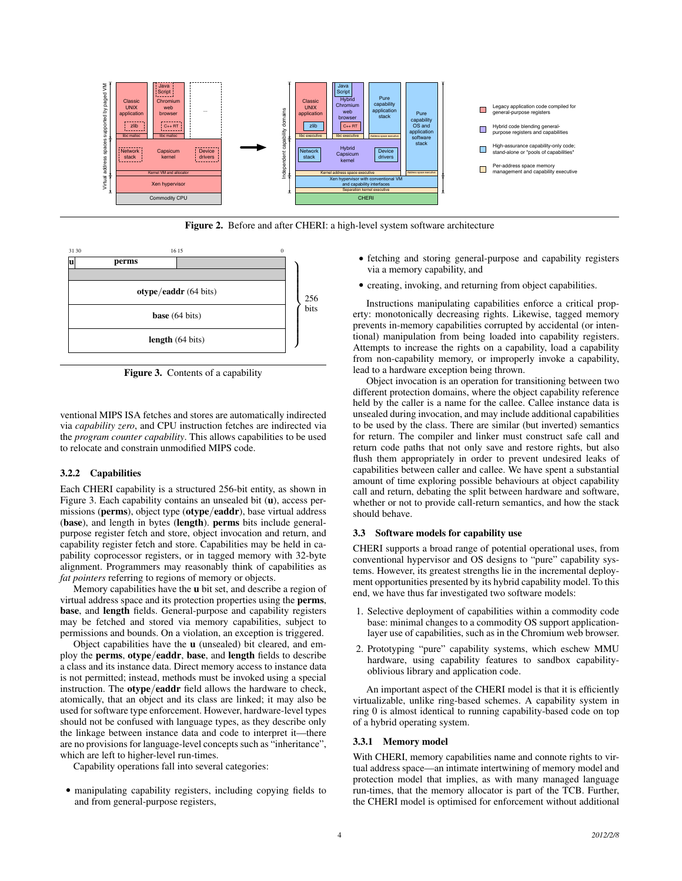**Figure 2.** Before and after CHERI: a high-level system software architecture

| 31 30 | 16 15 | 0 |
|---|---|---|
| u | perms | |
| | | |
| **otype/eaddr** (64 bits) | | |
| **base** (64 bits) | | |
| **length** (64 bits) | | |

256 bits

**Figure 3.** Contents of a capability

ventional MIPS ISA fetches and stores are automatically indirected via *capability zero*, and CPU instruction fetches are indirected via the *program counter capability*. This allows capabilities to be used to relocate and constrain unmodified MIPS code.

#### 3.2.2 Capabilities

Each CHERI capability is a structured 256-bit entity, as shown in Figure 3. Each capability contains an unsealed bit (**u**), access permissions (**perms**), object type (**otype/eaddr**), base virtual address (**base**), and length in bytes (**length**). **perms** bits include general-purpose register fetch and store, object invocation and return, and capability register fetch and store. Capabilities may be held in capability coprocessor registers, or in tagged memory with 32-byte alignment. Programmers may reasonably think of capabilities as *fat pointers* referring to regions of memory or objects.

Memory capabilities have the **u** bit set, and describe a region of virtual address space and its protection properties using the **perms**, **base**, and **length** fields. General-purpose and capability registers may be fetched and stored via memory capabilities, subject to permissions and bounds. On a violation, an exception is triggered.

Object capabilities have the **u** (unsealed) bit cleared, and employ the **perms**, **otype/eaddr**, **base**, and **length** fields to describe a class and its instance data. Direct memory access to instance data is not permitted; instead, methods must be invoked using a special instruction. The **otype/eaddr** field allows the hardware to check, atomically, that an object and its class are linked; it may also be used for software type enforcement. However, hardware-level types should not be confused with language types, as they describe only the linkage between instance data and code to interpret it—there are no provisions for language-level concepts such as "inheritance", which are left to higher-level run-times.

Capability operations fall into several categories:

- manipulating capability registers, including copying fields to and from general-purpose registers,
- fetching and storing general-purpose and capability registers via a memory capability, and
- creating, invoking, and returning from object capabilities.

Instructions manipulating capabilities enforce a critical property: monotonically decreasing rights. Likewise, tagged memory prevents in-memory capabilities corrupted by accidental (or intentional) manipulation from being loaded into capability registers. Attempts to increase the rights on a capability, load a capability from non-capability memory, or improperly invoke a capability, lead to a hardware exception being thrown.

Object invocation is an operation for transitioning between two different protection domains, where the object capability reference held by the caller is a name for the callee. Callee instance data is unsealed during invocation, and may include additional capabilities to be used by the class. There are similar (but inverted) semantics for return. The compiler and linker must construct safe call and return code paths that not only save and restore rights, but also flush them appropriately in order to prevent undesired leaks of capabilities between caller and callee. We have spent a substantial amount of time exploring possible behaviours at object capability call and return, debating the split between hardware and software, whether or not to provide call-return semantics, and how the stack should behave.

### 3.3 Software models for capability use

CHERI supports a broad range of potential operational uses, from conventional hypervisor and OS designs to "pure" capability systems. However, its greatest strengths lie in the incremental deployment opportunities presented by its hybrid capability model. To this end, we have thus far investigated two software models:

1. Selective deployment of capabilities within a commodity code base: minimal changes to a commodity OS support application-layer use of capabilities, such as in the Chromium web browser.
2. Prototyping "pure" capability systems, which eschew MMU hardware, using capability features to sandbox capability-oblivious library and application code.

An important aspect of the CHERI model is that it is efficiently virtualizable, unlike ring-based schemes. A capability system in ring 0 is almost identical to running capability-based code on top of a hybrid operating system.

#### 3.3.1 Memory model

With CHERI, memory capabilities name and connote rights to virtual address space—an intimate intertwining of memory model and protection model that implies, as with many managed language run-times, that the memory allocator is part of the TCB. Further, the CHERI model is optimised for enforcement without additional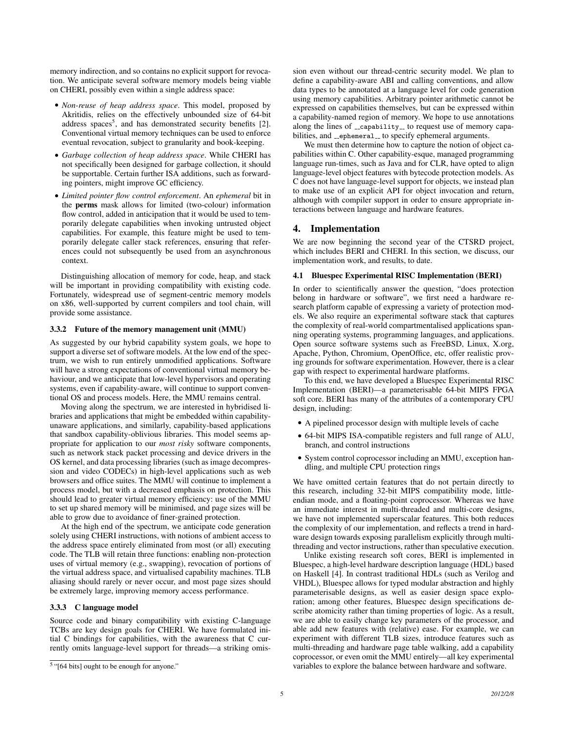memory indirection, and so contains no explicit support for revocation. We anticipate several software memory models being viable on CHERI, possibly even within a single address space:

- *Non-reuse of heap address space*. This model, proposed by Akritidis, relies on the effectively unbounded size of 64-bit address spaces[5], and has demonstrated security benefits [2]. Conventional virtual memory techniques can be used to enforce eventual revocation, subject to granularity and book-keeping.
- *Garbage collection of heap address space*. While CHERI has not specifically been designed for garbage collection, it should be supportable. Certain further ISA additions, such as forwarding pointers, might improve GC efficiency.
- *Limited pointer flow control enforcement*. An *ephemeral* bit in the **perms** mask allows for limited (two-colour) information flow control, added in anticipation that it would be used to temporarily delegate capabilities when invoking untrusted object capabilities. For example, this feature might be used to temporarily delegate caller stack references, ensuring that references could not subsequently be used from an asynchronous context.

Distinguishing allocation of memory for code, heap, and stack will be important in providing compatibility with existing code. Fortunately, widespread use of segment-centric memory models on x86, well-supported by current compilers and tool chain, will provide some assistance.

#### 3.3.2 Future of the memory management unit (MMU)

As suggested by our hybrid capability system goals, we hope to support a diverse set of software models. At the low end of the spectrum, we wish to run entirely unmodified applications. Software will have a strong expectations of conventional virtual memory behaviour, and we anticipate that low-level hypervisors and operating systems, even if capability-aware, will continue to support conventional OS and process models. Here, the MMU remains central.

Moving along the spectrum, we are interested in hybridised libraries and applications that might be embedded within capability-unaware applications, and similarly, capability-based applications that sandbox capability-oblivious libraries. This model seems appropriate for application to our *most risky* software components, such as network stack packet processing and device drivers in the OS kernel, and data processing libraries (such as image decompression and video CODECs) in high-level applications such as web browsers and office suites. The MMU will continue to implement a process model, but with a decreased emphasis on protection. This should lead to greater virtual memory efficiency: use of the MMU to set up shared memory will be minimised, and page sizes will be able to grow due to avoidance of finer-grained protection.

At the high end of the spectrum, we anticipate code generation solely using CHERI instructions, with notions of ambient access to the address space entirely eliminated from most (or all) executing code. The TLB will retain three functions: enabling non-protection uses of virtual memory (e.g., swapping), revocation of portions of the virtual address space, and virtualised capability machines. TLB aliasing should rarely or never occur, and most page sizes should be extremely large, improving memory access performance.

#### 3.3.3 C language model

Source code and binary compatibility with existing C-language TCBs are key design goals for CHERI. We have formulated initial C bindings for capabilities, with the awareness that C currently omits language-level support for threads—a striking omission even without our thread-centric security model. We plan to define a capability-aware ABI and calling conventions, and allow data types to be annotated at a language level for code generation using memory capabilities. Arbitrary pointer arithmetic cannot be expressed on capabilities themselves, but can be expressed within a capability-named region of memory. We hope to use annotations along the lines of `__capability__` to request use of memory capabilities, and `__ephemeral__` to specify ephemeral arguments.

We must then determine how to capture the notion of object capabilities within C. Other capability-esque, managed programming language run-times, such as Java and for CLR, have opted to align language-level object features with bytecode protection models. As C does not have language-level support for objects, we instead plan to make use of an explicit API for object invocation and return, although with compiler support in order to ensure appropriate interactions between language and hardware features.

## 4. Implementation

We are now beginning the second year of the CTSRD project, which includes BERI and CHERI. In this section, we discuss, our implementation work, and results, to date.

### 4.1 Bluespec Experimental RISC Implementation (BERI)

In order to scientifically answer the question, "does protection belong in hardware or software", we first need a hardware research platform capable of expressing a variety of protection models. We also require an experimental software stack that captures the complexity of real-world compartmentalised applications spanning operating systems, programming languages, and applications. Open source software systems such as FreeBSD, Linux, X.org, Apache, Python, Chromium, OpenOffice, etc, offer realistic proving grounds for software experimentation. However, there is a clear gap with respect to experimental hardware platforms.

To this end, we have developed a Bluespec Experimental RISC Implementation (BERI)—a parameterisable 64-bit MIPS FPGA soft core. BERI has many of the attributes of a contemporary CPU design, including:

- A pipelined processor design with multiple levels of cache
- 64-bit MIPS ISA-compatible registers and full range of ALU, branch, and control instructions
- System control coprocessor including an MMU, exception handling, and multiple CPU protection rings

We have omitted certain features that do not pertain directly to this research, including 32-bit MIPS compatibility mode, little-endian mode, and a floating-point coprocessor. Whereas we have an immediate interest in multi-threaded and multi-core designs, we have not implemented superscalar features. This both reduces the complexity of our implementation, and reflects a trend in hardware design towards exposing parallelism explicitly through multi-threading and vector instructions, rather than speculative execution.

Unlike existing research soft cores, BERI is implemented in Bluespec, a high-level hardware description language (HDL) based on Haskell [4]. In contrast traditional HDLs (such as Verilog and VHDL), Bluespec allows for typed modular abstraction and highly parameterisable designs, as well as easier design space exploration; among other features, Bluespec design specifications describe atomicity rather than timing properties of logic. As a result, we are able to easily change key parameters of the processor, and able add new features with (relative) ease. For example, we can experiment with different TLB sizes, introduce features such as multi-threading and hardware page table walking, add a capability coprocessor, or even omit the MMU entirely—all key experimental variables to explore the balance between hardware and software.

[5] "[64 bits] ought to be enough for anyone."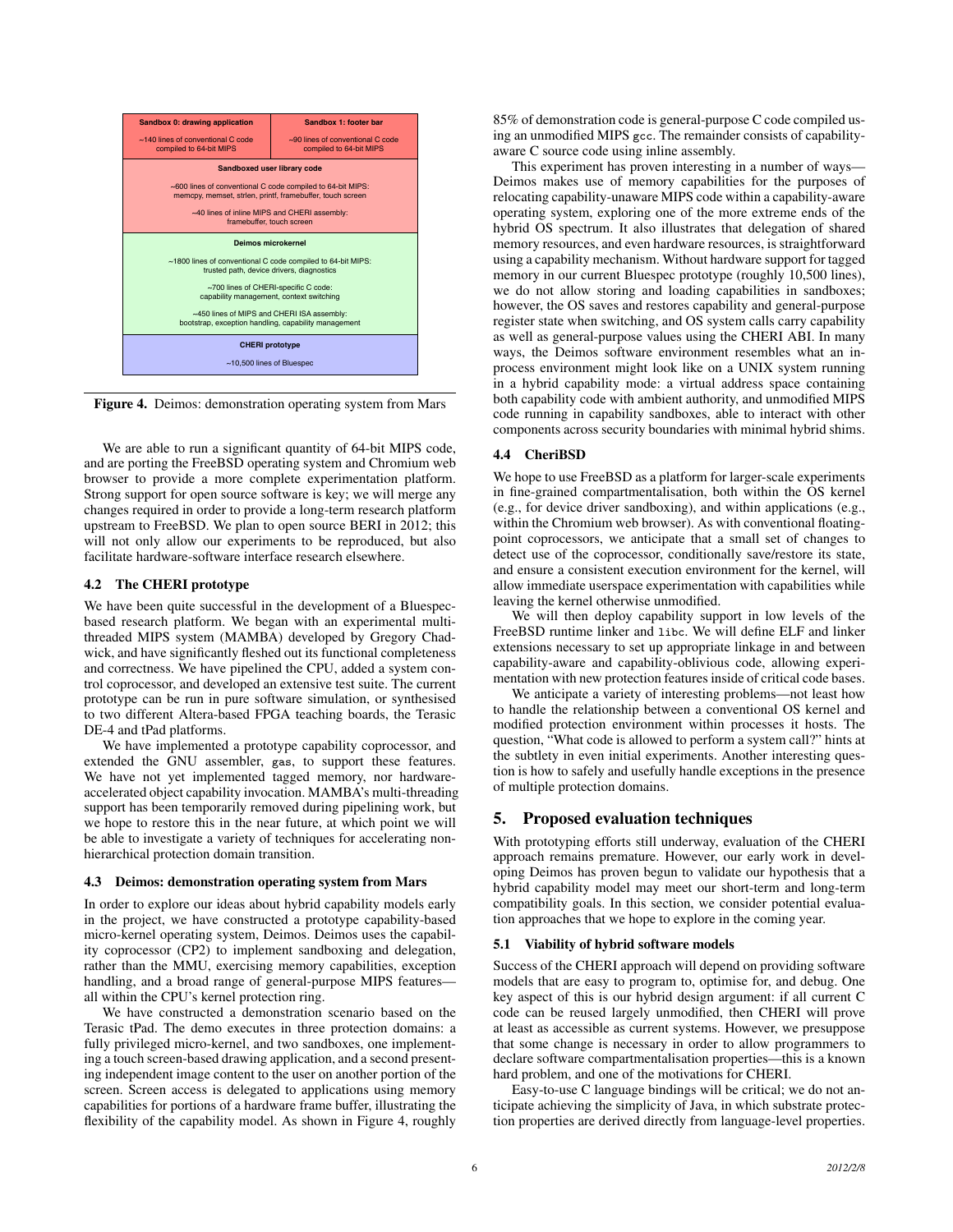| Sandbox 0: drawing application | Sandbox 1: footer bar |
|---|---|
| ~140 lines of conventional C code compiled to 64-bit MIPS | ~90 lines of conventional C code compiled to 64-bit MIPS |
| **Sandboxed user library code** ~600 lines of conventional C code compiled to 64-bit MIPS: memcpy, memset, strlen, printf, framebuffer, touch screen; ~40 lines of inline MIPS and CHERI assembly: framebuffer, touch screen | |
| **Deimos microkernel** ~1800 lines of conventional C code compiled to 64-bit MIPS: trusted path, device drivers, diagnostics; ~700 lines of CHERI-specific C code: capability management, context switching; ~450 lines of MIPS and CHERI ISA assembly: bootstrap, exception handling, capability management | |
| **CHERI prototype** ~10,500 lines of Bluespec | |

**Figure 4.** Deimos: demonstration operating system from Mars

We are able to run a significant quantity of 64-bit MIPS code, and are porting the FreeBSD operating system and Chromium web browser to provide a more complete experimentation platform. Strong support for open source software is key; we will merge any changes required in order to provide a long-term research platform upstream to FreeBSD. We plan to open source BERI in 2012; this will not only allow our experiments to be reproduced, but also facilitate hardware-software interface research elsewhere.

### 4.2 The CHERI prototype

We have been quite successful in the development of a Bluespec-based research platform. We began with an experimental multi-threaded MIPS system (MAMBA) developed by Gregory Chadwick, and have significantly fleshed out its functional completeness and correctness. We have pipelined the CPU, added a system control coprocessor, and developed an extensive test suite. The current prototype can be run in pure software simulation, or synthesised to two different Altera-based FPGA teaching boards, the Terasic DE-4 and tPad platforms.

We have implemented a prototype capability coprocessor, and extended the GNU assembler, `gas`, to support these features. We have not yet implemented tagged memory, nor hardware-accelerated object capability invocation. MAMBA's multi-threading support has been temporarily removed during pipelining work, but we hope to restore this in the near future, at which point we will be able to investigate a variety of techniques for accelerating non-hierarchical protection domain transition.

### 4.3 Deimos: demonstration operating system from Mars

In order to explore our ideas about hybrid capability models early in the project, we have constructed a prototype capability-based micro-kernel operating system, Deimos. Deimos uses the capability coprocessor (CP2) to implement sandboxing and delegation, rather than the MMU, exercising memory capabilities, exception handling, and a broad range of general-purpose MIPS features—all within the CPU's kernel protection ring.

We have constructed a demonstration scenario based on the Terasic tPad. The demo executes in three protection domains: a fully privileged micro-kernel, and two sandboxes, one implementing a touch screen-based drawing application, and a second presenting independent image content to the user on another portion of the screen. Screen access is delegated to applications using memory capabilities for portions of a hardware frame buffer, illustrating the flexibility of the capability model. As shown in Figure 4, roughly 85% of demonstration code is general-purpose C code compiled using an unmodified MIPS `gcc`. The remainder consists of capability-aware C source code using inline assembly.

This experiment has proven interesting in a number of ways—Deimos makes use of memory capabilities for the purposes of relocating capability-unaware MIPS code within a capability-aware operating system, exploring one of the more extreme ends of the hybrid OS spectrum. It also illustrates that delegation of shared memory resources, and even hardware resources, is straightforward using a capability mechanism. Without hardware support for tagged memory in our current Bluespec prototype (roughly 10,500 lines), we do not allow storing and loading capabilities in sandboxes; however, the OS saves and restores capability and general-purpose register state when switching, and OS system calls carry capability as well as general-purpose values using the CHERI ABI. In many ways, the Deimos software environment resembles what an in-process environment might look like on a UNIX system running in a hybrid capability mode: a virtual address space containing both capability code with ambient authority, and unmodified MIPS code running in capability sandboxes, able to interact with other components across security boundaries with minimal hybrid shims.

### 4.4 CheriBSD

We hope to use FreeBSD as a platform for larger-scale experiments in fine-grained compartmentalisation, both within the OS kernel (e.g., for device driver sandboxing), and within applications (e.g., within the Chromium web browser). As with conventional floating-point coprocessors, we anticipate that a small set of changes to detect use of the coprocessor, conditionally save/restore its state, and ensure a consistent execution environment for the kernel, will allow immediate userspace experimentation with capabilities while leaving the kernel otherwise unmodified.

We will then deploy capability support in low levels of the FreeBSD runtime linker and `libc`. We will define ELF and linker extensions necessary to set up appropriate linkage in and between capability-aware and capability-oblivious code, allowing experimentation with new protection features inside of critical code bases.

We anticipate a variety of interesting problems—not least how to handle the relationship between a conventional OS kernel and modified protection environment within processes it hosts. The question, "What code is allowed to perform a system call?" hints at the subtlety in even initial experiments. Another interesting question is how to safely and usefully handle exceptions in the presence of multiple protection domains.

## 5. Proposed evaluation techniques

With prototyping efforts still underway, evaluation of the CHERI approach remains premature. However, our early work in developing Deimos has proven begun to validate our hypothesis that a hybrid capability model may meet our short-term and long-term compatibility goals. In this section, we consider potential evaluation approaches that we hope to explore in the coming year.

### 5.1 Viability of hybrid software models

Success of the CHERI approach will depend on providing software models that are easy to program to, optimise for, and debug. One key aspect of this is our hybrid design argument: if all current C code can be reused largely unmodified, then CHERI will prove at least as accessible as current systems. However, we presuppose that some change is necessary in order to allow programmers to declare software compartmentalisation properties—this is a known hard problem, and one of the motivations for CHERI.

Easy-to-use C language bindings will be critical; we do not anticipate achieving the simplicity of Java, in which substrate protection properties are derived directly from language-level properties.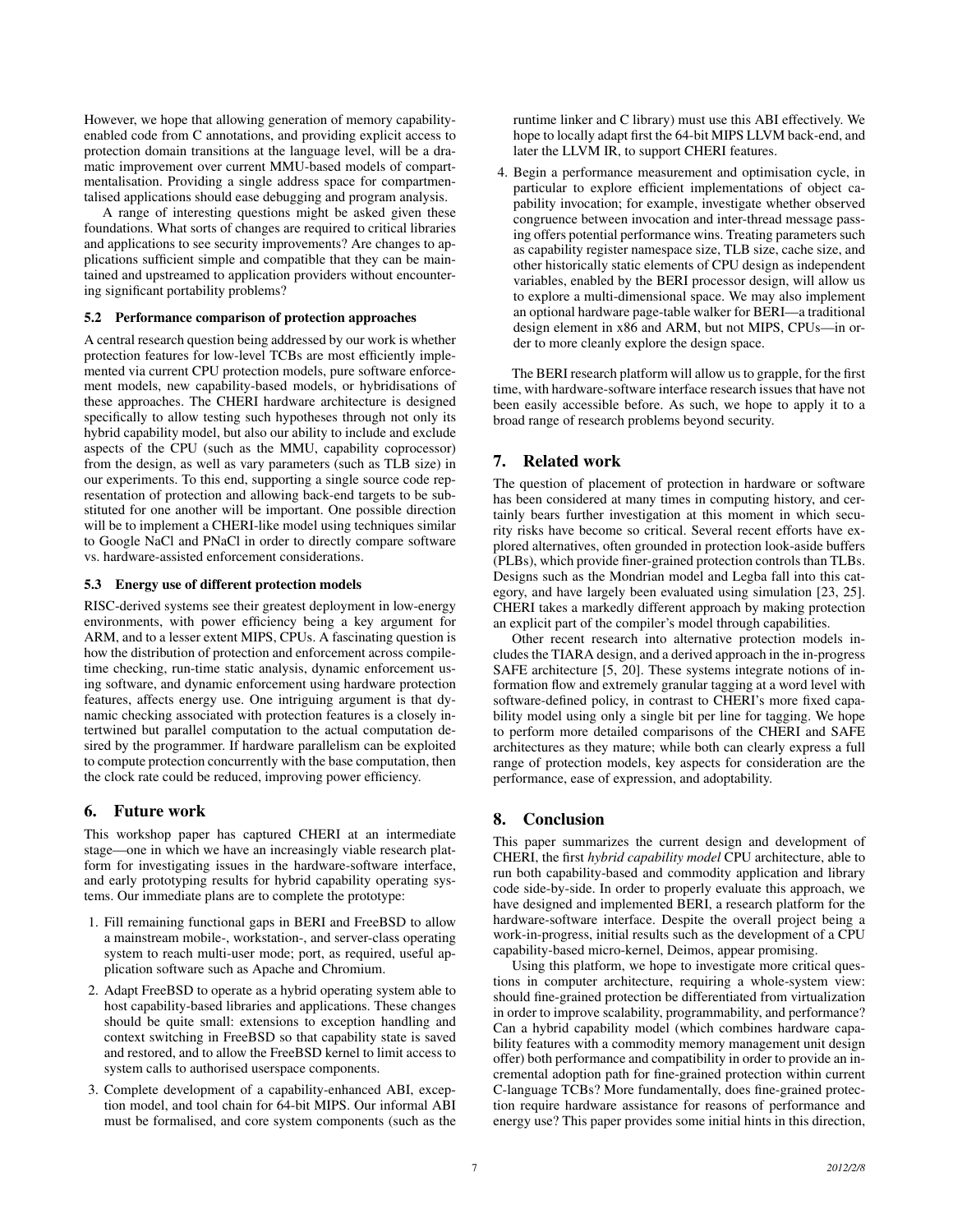However, we hope that allowing generation of memory capability-enabled code from C annotations, and providing explicit access to protection domain transitions at the language level, will be a dramatic improvement over current MMU-based models of compartmentalisation. Providing a single address space for compartmentalised applications should ease debugging and program analysis.

A range of interesting questions might be asked given these foundations. What sorts of changes are required to critical libraries and applications to see security improvements? Are changes to applications sufficient simple and compatible that they can be maintained and upstreamed to application providers without encountering significant portability problems?

### 5.2 Performance comparison of protection approaches

A central research question being addressed by our work is whether protection features for low-level TCBs are most efficiently implemented via current CPU protection models, pure software enforcement models, new capability-based models, or hybridisations of these approaches. The CHERI hardware architecture is designed specifically to allow testing such hypotheses through not only its hybrid capability model, but also our ability to include and exclude aspects of the CPU (such as the MMU, capability coprocessor) from the design, as well as vary parameters (such as TLB size) in our experiments. To this end, supporting a single source code representation of protection and allowing back-end targets to be substituted for one another will be important. One possible direction will be to implement a CHERI-like model using techniques similar to Google NaCl and PNaCl in order to directly compare software vs. hardware-assisted enforcement considerations.

### 5.3 Energy use of different protection models

RISC-derived systems see their greatest deployment in low-energy environments, with power efficiency being a key argument for ARM, and to a lesser extent MIPS, CPUs. A fascinating question is how the distribution of protection and enforcement across compile-time checking, run-time static analysis, dynamic enforcement using software, and dynamic enforcement using hardware protection features, affects energy use. One intriguing argument is that dynamic checking associated with protection features is a closely intertwined but parallel computation to the actual computation desired by the programmer. If hardware parallelism can be exploited to compute protection concurrently with the base computation, then the clock rate could be reduced, improving power efficiency.

## 6. Future work

This workshop paper has captured CHERI at an intermediate stage—one in which we have an increasingly viable research platform for investigating issues in the hardware-software interface, and early prototyping results for hybrid capability operating systems. Our immediate plans are to complete the prototype:

1. Fill remaining functional gaps in BERI and FreeBSD to allow a mainstream mobile-, workstation-, and server-class operating system to reach multi-user mode; port, as required, useful application software such as Apache and Chromium.
2. Adapt FreeBSD to operate as a hybrid operating system able to host capability-based libraries and applications. These changes should be quite small: extensions to exception handling and context switching in FreeBSD so that capability state is saved and restored, and to allow the FreeBSD kernel to limit access to system calls to authorised userspace components.
3. Complete development of a capability-enhanced ABI, exception model, and tool chain for 64-bit MIPS. Our informal ABI must be formalised, and core system components (such as the runtime linker and C library) must use this ABI effectively. We hope to locally adapt first the 64-bit MIPS LLVM back-end, and later the LLVM IR, to support CHERI features.
4. Begin a performance measurement and optimisation cycle, in particular to explore efficient implementations of object capability invocation; for example, investigate whether observed congruence between invocation and inter-thread message passing offers potential performance wins. Treating parameters such as capability register namespace size, TLB size, cache size, and other historically static elements of CPU design as independent variables, enabled by the BERI processor design, will allow us to explore a multi-dimensional space. We may also implement an optional hardware page-table walker for BERI—a traditional design element in x86 and ARM, but not MIPS, CPUs—in order to more cleanly explore the design space.

The BERI research platform will allow us to grapple, for the first time, with hardware-software interface research issues that have not been easily accessible before. As such, we hope to apply it to a broad range of research problems beyond security.

## 7. Related work

The question of placement of protection in hardware or software has been considered at many times in computing history, and certainly bears further investigation at this moment in which security risks have become so critical. Several recent efforts have explored alternatives, often grounded in protection look-aside buffers (PLBs), which provide finer-grained protection controls than TLBs. Designs such as the Mondrian model and Legba fall into this category, and have largely been evaluated using simulation [23, 25]. CHERI takes a markedly different approach by making protection an explicit part of the compiler's model through capabilities.

Other recent research into alternative protection models includes the TIARA design, and a derived approach in the in-progress SAFE architecture [5, 20]. These systems integrate notions of information flow and extremely granular tagging at a word level with software-defined policy, in contrast to CHERI's more fixed capability model using only a single bit per line for tagging. We hope to perform more detailed comparisons of the CHERI and SAFE architectures as they mature; while both can clearly express a full range of protection models, key aspects for consideration are the performance, ease of expression, and adoptability.

## 8. Conclusion

This paper summarizes the current design and development of CHERI, the first *hybrid capability model* CPU architecture, able to run both capability-based and commodity application and library code side-by-side. In order to properly evaluate this approach, we have designed and implemented BERI, a research platform for the hardware-software interface. Despite the overall project being a work-in-progress, initial results such as the development of a CPU capability-based micro-kernel, Deimos, appear promising.

Using this platform, we hope to investigate more critical questions in computer architecture, requiring a whole-system view: should fine-grained protection be differentiated from virtualization in order to improve scalability, programmability, and performance? Can a hybrid capability model (which combines hardware capability features with a commodity memory management unit design offer) both performance and compatibility in order to provide an incremental adoption path for fine-grained protection within current C-language TCBs? More fundamentally, does fine-grained protection require hardware assistance for reasons of performance and energy use? This paper provides some initial hints in this direction,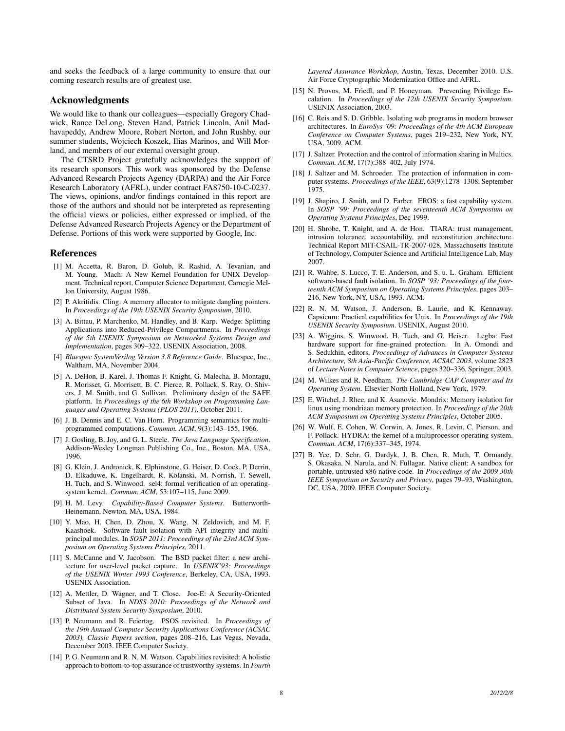and seeks the feedback of a large community to ensure that our coming research results are of greatest use.

## Acknowledgments

We would like to thank our colleagues—especially Gregory Chadwick, Rance DeLong, Steven Hand, Patrick Lincoln, Anil Madhavapeddy, Andrew Moore, Robert Norton, and John Rushby, our summer students, Wojciech Koszek, Ilias Marinos, and Will Morland, and members of our external oversight group.

The CTSRD Project gratefully acknowledges the support of its research sponsors. This work was sponsored by the Defense Advanced Research Projects Agency (DARPA) and the Air Force Research Laboratory (AFRL), under contract FA8750-10-C-0237. The views, opinions, and/or findings contained in this report are those of the authors and should not be interpreted as representing the official views or policies, either expressed or implied, of the Defense Advanced Research Projects Agency or the Department of Defense. Portions of this work were supported by Google, Inc.

## References

[1] M. Accetta, R. Baron, D. Golub, R. Rashid, A. Tevanian, and M. Young. Mach: A New Kernel Foundation for UNIX Development. Technical report, Computer Science Department, Carnegie Mellon University, August 1986.

[2] P. Akritidis. Cling: A memory allocator to mitigate dangling pointers. In *Proceedings of the 19th USENIX Security Symposium*, 2010.

[3] A. Bittau, P. Marchenko, M. Handley, and B. Karp. Wedge: Splitting Applications into Reduced-Privilege Compartments. In *Proceedings of the 5th USENIX Symposium on Networked Systems Design and Implementation*, pages 309–322. USENIX Association, 2008.

[4] *Bluespec SystemVerilog Version 3.8 Reference Guide*. Bluespec, Inc., Waltham, MA, November 2004.

[5] A. DeHon, B. Karel, J. Thomas F. Knight, G. Malecha, B. Montagu, R. Morisset, G. Morrisett, B. C. Pierce, R. Pollack, S. Ray, O. Shivers, J. M. Smith, and G. Sullivan. Preliminary design of the SAFE platform. In *Proceedings of the 6th Workshop on Programming Languages and Operating Systems (PLOS 2011)*, October 2011.

[6] J. B. Dennis and E. C. Van Horn. Programming semantics for multiprogrammed computations. *Commun. ACM*, 9(3):143–155, 1966.

[7] J. Gosling, B. Joy, and G. L. Steele. *The Java Language Specification*. Addison-Wesley Longman Publishing Co., Inc., Boston, MA, USA, 1996.

[8] G. Klein, J. Andronick, K. Elphinstone, G. Heiser, D. Cock, P. Derrin, D. Elkaduwe, K. Engelhardt, R. Kolanski, M. Norrish, T. Sewell, H. Tuch, and S. Winwood. sel4: formal verification of an operating-system kernel. *Commun. ACM*, 53:107–115, June 2009.

[9] H. M. Levy. *Capability-Based Computer Systems*. Butterworth-Heinemann, Newton, MA, USA, 1984.

[10] Y. Mao, H. Chen, D. Zhou, X. Wang, N. Zeldovich, and M. F. Kaashoek. Software fault isolation with API integrity and multi-principal modules. In *SOSP 2011: Proceedings of the 23rd ACM Symposium on Operating Systems Principles*, 2011.

[11] S. McCanne and V. Jacobson. The BSD packet filter: a new architecture for user-level packet capture. In *USENIX'93: Proceedings of the USENIX Winter 1993 Conference*, Berkeley, CA, USA, 1993. USENIX Association.

[12] A. Mettler, D. Wagner, and T. Close. Joe-E: A Security-Oriented Subset of Java. In *NDSS 2010: Proceedings of the Network and Distributed System Security Symposium*, 2010.

[13] P. Neumann and R. Feiertag. PSOS revisited. In *Proceedings of the 19th Annual Computer Security Applications Conference (ACSAC 2003), Classic Papers section*, pages 208–216, Las Vegas, Nevada, December 2003. IEEE Computer Society.

[14] P. G. Neumann and R. N. M. Watson. Capabilities revisited: A holistic approach to bottom-to-top assurance of trustworthy systems. In *Fourth Layered Assurance Workshop*, Austin, Texas, December 2010. U.S. Air Force Cryptographic Modernization Office and AFRL.

[15] N. Provos, M. Friedl, and P. Honeyman. Preventing Privilege Escalation. In *Proceedings of the 12th USENIX Security Symposium*. USENIX Association, 2003.

[16] C. Reis and S. D. Gribble. Isolating web programs in modern browser architectures. In *EuroSys '09: Proceedings of the 4th ACM European Conference on Computer Systems*, pages 219–232, New York, NY, USA, 2009. ACM.

[17] J. Saltzer. Protection and the control of information sharing in Multics. *Commun. ACM*, 17(7):388–402, July 1974.

[18] J. Saltzer and M. Schroeder. The protection of information in computer systems. *Proceedings of the IEEE*, 63(9):1278–1308, September 1975.

[19] J. Shapiro, J. Smith, and D. Farber. EROS: a fast capability system. In *SOSP '99: Proceedings of the seventeenth ACM Symposium on Operating Systems Principles*, Dec 1999.

[20] H. Shrobe, T. Knight, and A. de Hon. TIARA: trust management, intrusion tolerance, accountability, and reconstitution architecture. Technical Report MIT-CSAIL-TR-2007-028, Massachusetts Institute of Technology, Computer Science and Artificial Intelligence Lab, May 2007.

[21] R. Wahbe, S. Lucco, T. E. Anderson, and S. u. L. Graham. Efficient software-based fault isolation. In *SOSP '93: Proceedings of the fourteenth ACM Symposium on Operating Systems Principles*, pages 203–216, New York, NY, USA, 1993. ACM.

[22] R. N. M. Watson, J. Anderson, B. Laurie, and K. Kennaway. Capsicum: Practical capabilities for Unix. In *Proceedings of the 19th USENIX Security Symposium*. USENIX, August 2010.

[23] A. Wiggins, S. Winwood, H. Tuch, and G. Heiser. Legba: Fast hardware support for fine-grained protection. In A. Omondi and S. Sedukhin, editors, *Proceedings of Advances in Computer Systems Architecture, 8th Asia-Pacific Conference, ACSAC 2003*, volume 2823 of *Lecture Notes in Computer Science*, pages 320–336. Springer, 2003.

[24] M. Wilkes and R. Needham. *The Cambridge CAP Computer and Its Operating System*. Elsevier North Holland, New York, 1979.

[25] E. Witchel, J. Rhee, and K. Asanovic. Mondrix: Memory isolation for linux using mondriaan memory protection. In *Proceedings of the 20th ACM Symposium on Operating Systems Principles*, October 2005.

[26] W. Wulf, E. Cohen, W. Corwin, A. Jones, R. Levin, C. Pierson, and F. Pollack. HYDRA: the kernel of a multiprocessor operating system. *Commun. ACM*, 17(6):337–345, 1974.

[27] B. Yee, D. Sehr, G. Dardyk, J. B. Chen, R. Muth, T. Ormandy, S. Okasaka, N. Narula, and N. Fullagar. Native client: A sandbox for portable, untrusted x86 native code. In *Proceedings of the 2009 30th IEEE Symposium on Security and Privacy*, pages 79–93, Washington, DC, USA, 2009. IEEE Computer Society.